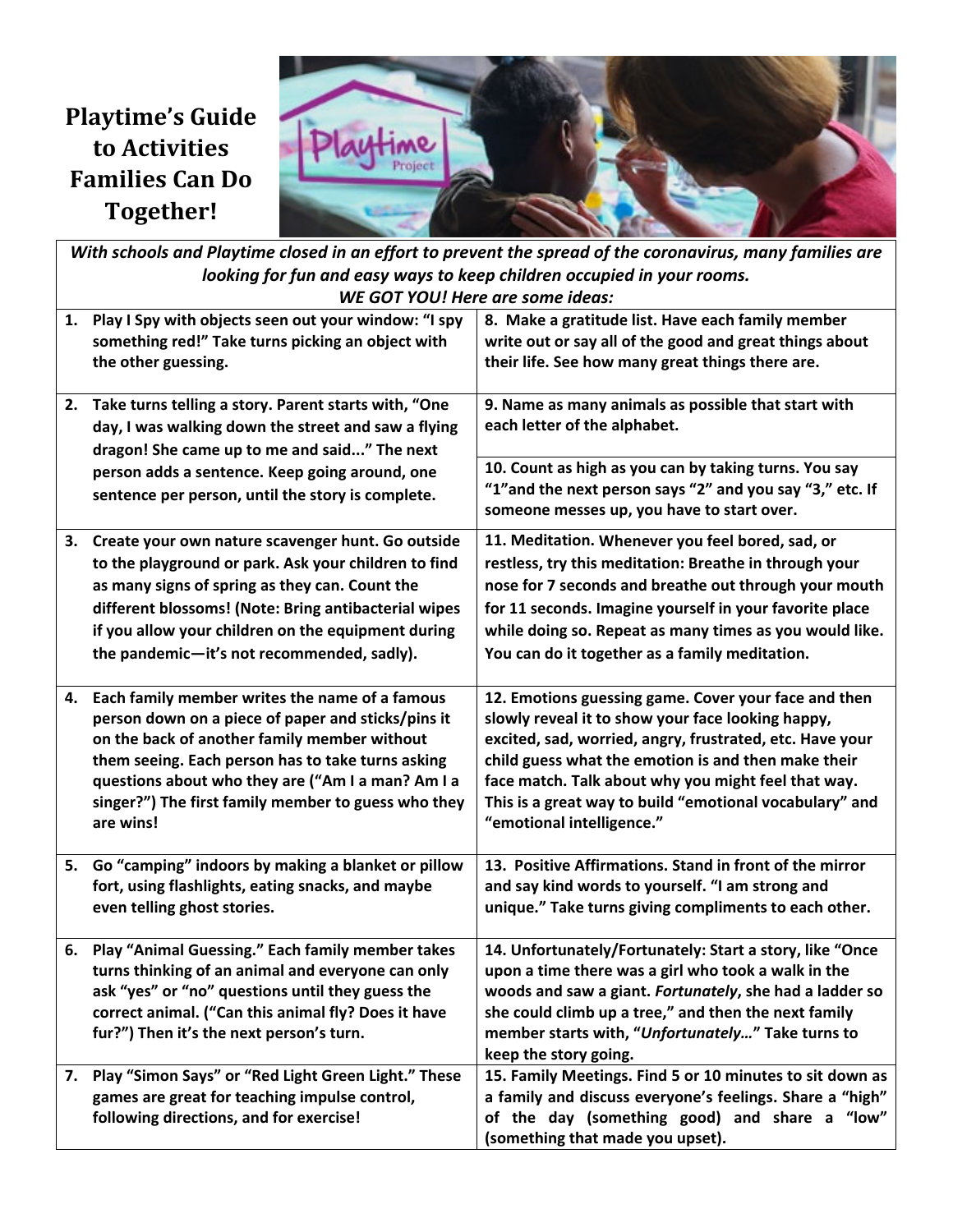# Playtime's Guide to Activities Families Can Do Together!

***With schools and Playtime closed in an effort to prevent the spread of the coronavirus, many families are looking for fun and easy ways to keep children occupied in your rooms.***
***WE GOT YOU! Here are some ideas:***

1. **Play I Spy with objects seen out your window: "I spy something red!" Take turns picking an object with the other guessing.**

2. **Take turns telling a story. Parent starts with, "One day, I was walking down the street and saw a flying dragon! She came up to me and said..." The next person adds a sentence. Keep going around, one sentence per person, until the story is complete.**

3. **Create your own nature scavenger hunt. Go outside to the playground or park. Ask your children to find as many signs of spring as they can. Count the different blossoms! (Note: Bring antibacterial wipes if you allow your children on the equipment during the pandemic—it's not recommended, sadly).**

4. **Each family member writes the name of a famous person down on a piece of paper and sticks/pins it on the back of another family member without them seeing. Each person has to take turns asking questions about who they are ("Am I a man? Am I a singer?") The first family member to guess who they are wins!**

5. **Go "camping" indoors by making a blanket or pillow fort, using flashlights, eating snacks, and maybe even telling ghost stories.**

6. **Play "Animal Guessing." Each family member takes turns thinking of an animal and everyone can only ask "yes" or "no" questions until they guess the correct animal. ("Can this animal fly? Does it have fur?") Then it's the next person's turn.**

7. **Play "Simon Says" or "Red Light Green Light." These games are great for teaching impulse control, following directions, and for exercise!**

8. **Make a gratitude list. Have each family member write out or say all of the good and great things about their life. See how many great things there are.**

9. **Name as many animals as possible that start with each letter of the alphabet.**

10. **Count as high as you can by taking turns. You say "1"and the next person says "2" and you say "3," etc. If someone messes up, you have to start over.**

11. **Meditation. Whenever you feel bored, sad, or restless, try this meditation: Breathe in through your nose for 7 seconds and breathe out through your mouth for 11 seconds. Imagine yourself in your favorite place while doing so. Repeat as many times as you would like. You can do it together as a family meditation.**

12. **Emotions guessing game. Cover your face and then slowly reveal it to show your face looking happy, excited, sad, worried, angry, frustrated, etc. Have your child guess what the emotion is and then make their face match. Talk about why you might feel that way. This is a great way to build "emotional vocabulary" and "emotional intelligence."**

13. **Positive Affirmations. Stand in front of the mirror and say kind words to yourself. "I am strong and unique." Take turns giving compliments to each other.**

14. **Unfortunately/Fortunately: Start a story, like "Once upon a time there was a girl who took a walk in the woods and saw a giant. *Fortunately*, she had a ladder so she could climb up a tree," and then the next family member starts with, "*Unfortunately…*" Take turns to keep the story going.**

15. **Family Meetings. Find 5 or 10 minutes to sit down as a family and discuss everyone's feelings. Share a "high" of the day (something good) and share a "low" (something that made you upset).**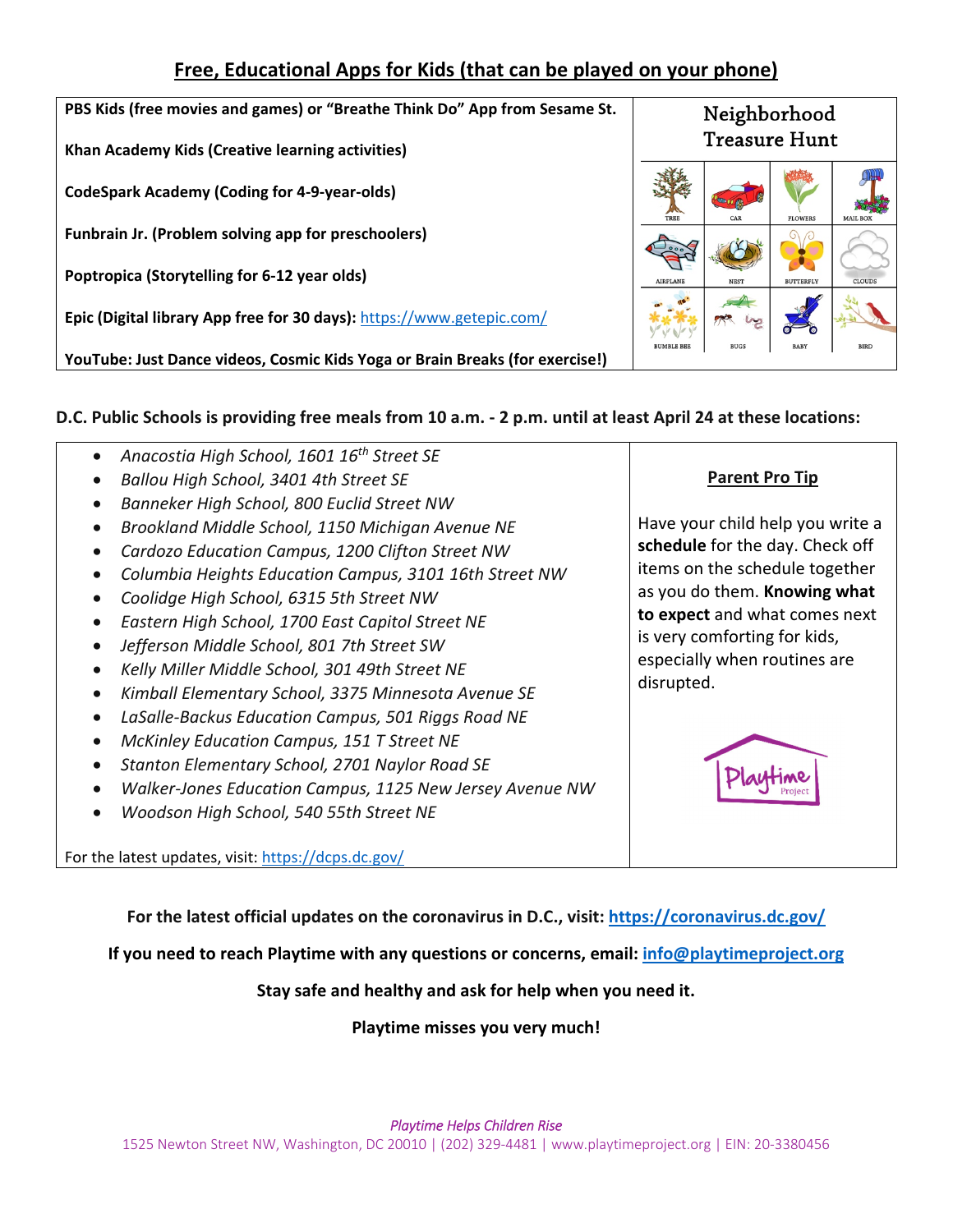## Free, Educational Apps for Kids (that can be played on your phone)

**PBS Kids (free movies and games) or "Breathe Think Do" App from Sesame St.**

**Khan Academy Kids (Creative learning activities)**

**CodeSpark Academy (Coding for 4-9-year-olds)**

**Funbrain Jr. (Problem solving app for preschoolers)**

**Poptropica (Storytelling for 6-12 year olds)**

**Epic (Digital library App free for 30 days):** https://www.getepic.com/

**YouTube: Just Dance videos, Cosmic Kids Yoga or Brain Breaks (for exercise!)**

### Neighborhood Treasure Hunt

| | | | |
|---|---|---|---|
| TREE | CAR | FLOWERS | MAIL BOX |
| AIRPLANE | NEST | BUTTERFLY | CLOUDS |
| BUMBLE BEE | BUGS | BABY | BIRD |

**D.C. Public Schools is providing free meals from 10 a.m. - 2 p.m. until at least April 24 at these locations:**

- *Anacostia High School, 1601 16th Street SE*
- *Ballou High School, 3401 4th Street SE*
- *Banneker High School, 800 Euclid Street NW*
- *Brookland Middle School, 1150 Michigan Avenue NE*
- *Cardozo Education Campus, 1200 Clifton Street NW*
- *Columbia Heights Education Campus, 3101 16th Street NW*
- *Coolidge High School, 6315 5th Street NW*
- *Eastern High School, 1700 East Capitol Street NE*
- *Jefferson Middle School, 801 7th Street SW*
- *Kelly Miller Middle School, 301 49th Street NE*
- *Kimball Elementary School, 3375 Minnesota Avenue SE*
- *LaSalle-Backus Education Campus, 501 Riggs Road NE*
- *McKinley Education Campus, 151 T Street NE*
- *Stanton Elementary School, 2701 Naylor Road SE*
- *Walker-Jones Education Campus, 1125 New Jersey Avenue NW*
- *Woodson High School, 540 55th Street NE*

For the latest updates, visit: https://dcps.dc.gov/

### Parent Pro Tip

Have your child help you write a **schedule** for the day. Check off items on the schedule together as you do them. **Knowing what to expect** and what comes next is very comforting for kids, especially when routines are disrupted.

Playtime Project

**For the latest official updates on the coronavirus in D.C., visit: https://coronavirus.dc.gov/**

**If you need to reach Playtime with any questions or concerns, email: info@playtimeproject.org**

**Stay safe and healthy and ask for help when you need it.**

**Playtime misses you very much!**

*Playtime Helps Children Rise*

1525 Newton Street NW, Washington, DC 20010 | (202) 329-4481 | www.playtimeproject.org | EIN: 20-3380456